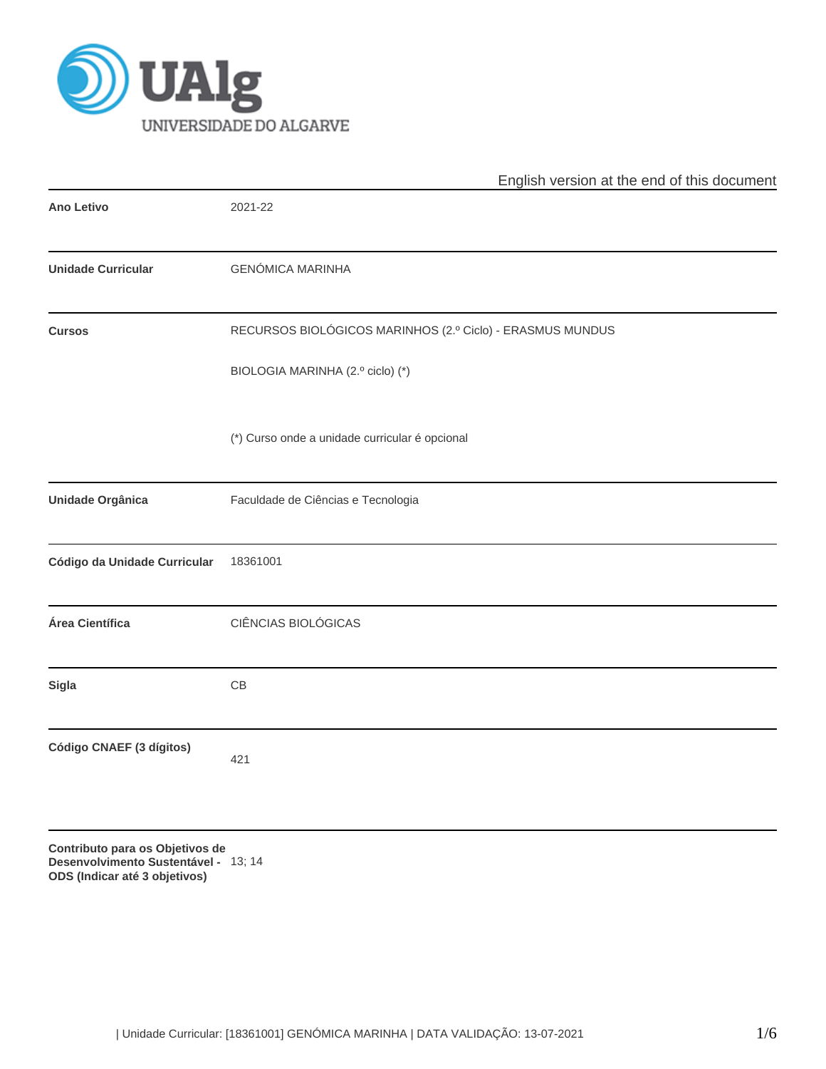English version at the end of this document

| | |
|---|---|
| **Ano Letivo** | 2021-22 |
| **Unidade Curricular** | GENÓMICA MARINHA |
| **Cursos** | RECURSOS BIOLÓGICOS MARINHOS (2.º Ciclo) - ERASMUS MUNDUS<br><br>BIOLOGIA MARINHA (2.º ciclo) (*)<br><br>(*) Curso onde a unidade curricular é opcional |
| **Unidade Orgânica** | Faculdade de Ciências e Tecnologia |
| **Código da Unidade Curricular** | 18361001 |
| **Área Científica** | CIÊNCIAS BIOLÓGICAS |
| **Sigla** | CB |
| **Código CNAEF (3 dígitos)** | 421 |
| **Contributo para os Objetivos de Desenvolvimento Sustentável - ODS (Indicar até 3 objetivos)** | 13; 14 |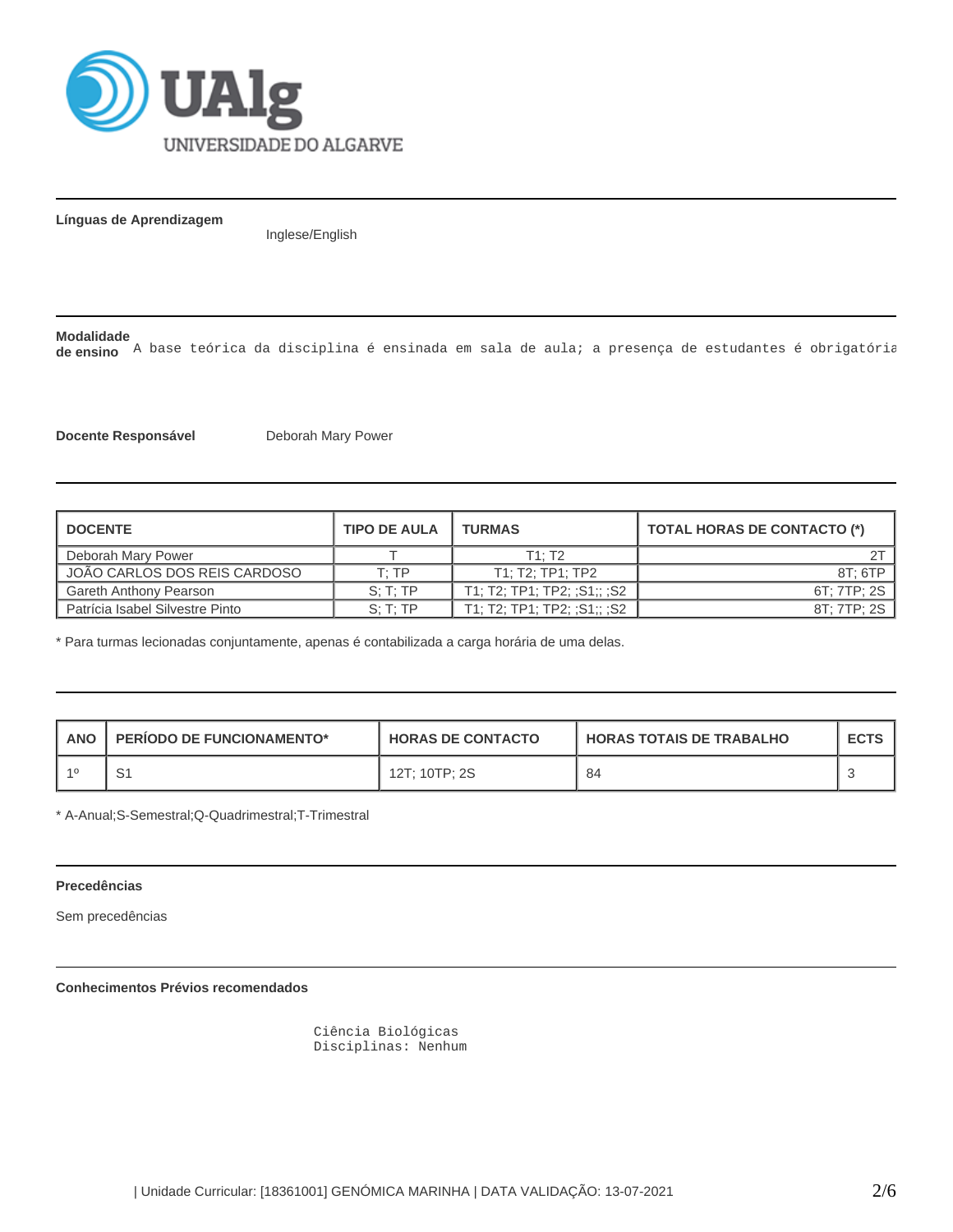**Línguas de Aprendizagem**

Inglese/English

**Modalidade de ensino**

A base teórica da disciplina é ensinada em sala de aula; a presença de estudantes é obrigatória

**Docente Responsável** Deborah Mary Power

| DOCENTE | TIPO DE AULA | TURMAS | TOTAL HORAS DE CONTACTO (*) |
|---|---|---|---|
| Deborah Mary Power | T | T1; T2 | 2T |
| JOÃO CARLOS DOS REIS CARDOSO | T; TP | T1; T2; TP1; TP2 | 8T; 6TP |
| Gareth Anthony Pearson | S; T; TP | T1; T2; TP1; TP2; ;S1;; ;S2 | 6T; 7TP; 2S |
| Patrícia Isabel Silvestre Pinto | S; T; TP | T1; T2; TP1; TP2; ;S1;; ;S2 | 8T; 7TP; 2S |

* Para turmas lecionadas conjuntamente, apenas é contabilizada a carga horária de uma delas.

| ANO | PERÍODO DE FUNCIONAMENTO* | HORAS DE CONTACTO | HORAS TOTAIS DE TRABALHO | ECTS |
|---|---|---|---|---|
| 1º | S1 | 12T; 10TP; 2S | 84 | 3 |

* A-Anual;S-Semestral;Q-Quadrimestral;T-Trimestral

**Precedências**

Sem precedências

**Conhecimentos Prévios recomendados**

Ciência Biológicas
Disciplinas: Nenhum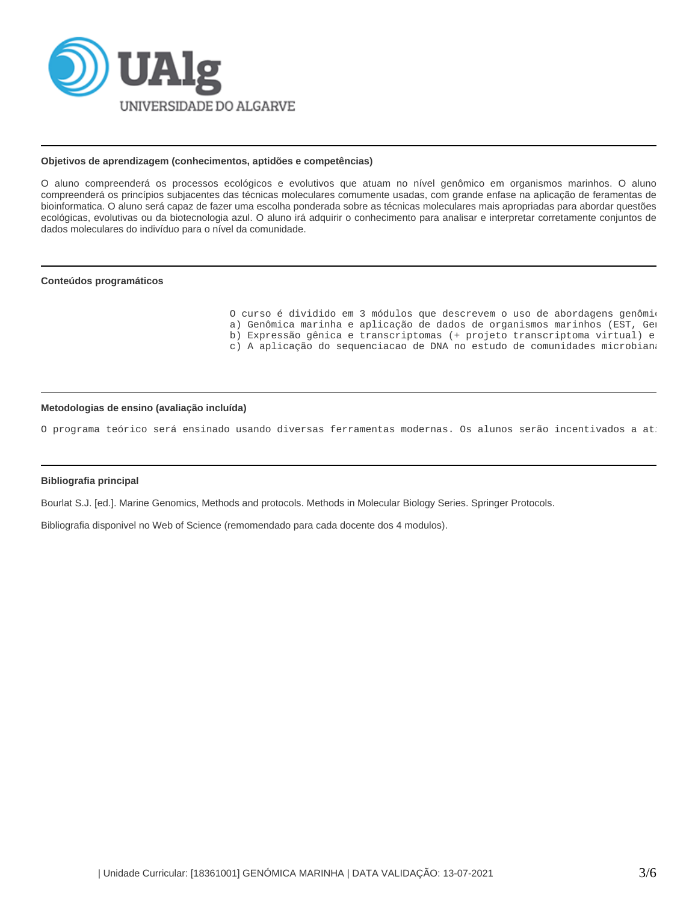## Objetivos de aprendizagem (conhecimentos, aptidões e competências)

O aluno compreenderá os processos ecológicos e evolutivos que atuam no nível genômico em organismos marinhos. O aluno compreenderá os princípios subjacentes das técnicas moleculares comumente usadas, com grande enfase na aplicação de feramentas de bioinformatica. O aluno será capaz de fazer uma escolha ponderada sobre as técnicas moleculares mais apropriadas para abordar questões ecológicas, evolutivas ou da biotecnologia azul. O aluno irá adquirir o conhecimento para analisar e interpretar corretamente conjuntos de dados moleculares do indivíduo para o nível da comunidade.

## Conteúdos programáticos

```
O curso é dividido em 3 módulos que descrevem o uso de abordagens genômi
a) Genômica marinha e aplicação de dados de organismos marinhos (EST, Ge
b) Expressão gênica e transcriptomas (+ projeto transcriptoma virtual) e
c) A aplicação do sequenciacao de DNA no estudo de comunidades microbian
```

## Metodologias de ensino (avaliação incluída)

```
O programa teórico será ensinado usando diversas ferramentas modernas. Os alunos serão incentivados a at
```

## Bibliografia principal

Bourlat S.J. [ed.]. Marine Genomics, Methods and protocols. Methods in Molecular Biology Series. Springer Protocols.

Bibliografia disponivel no Web of Science (remomendado para cada docente dos 4 modulos).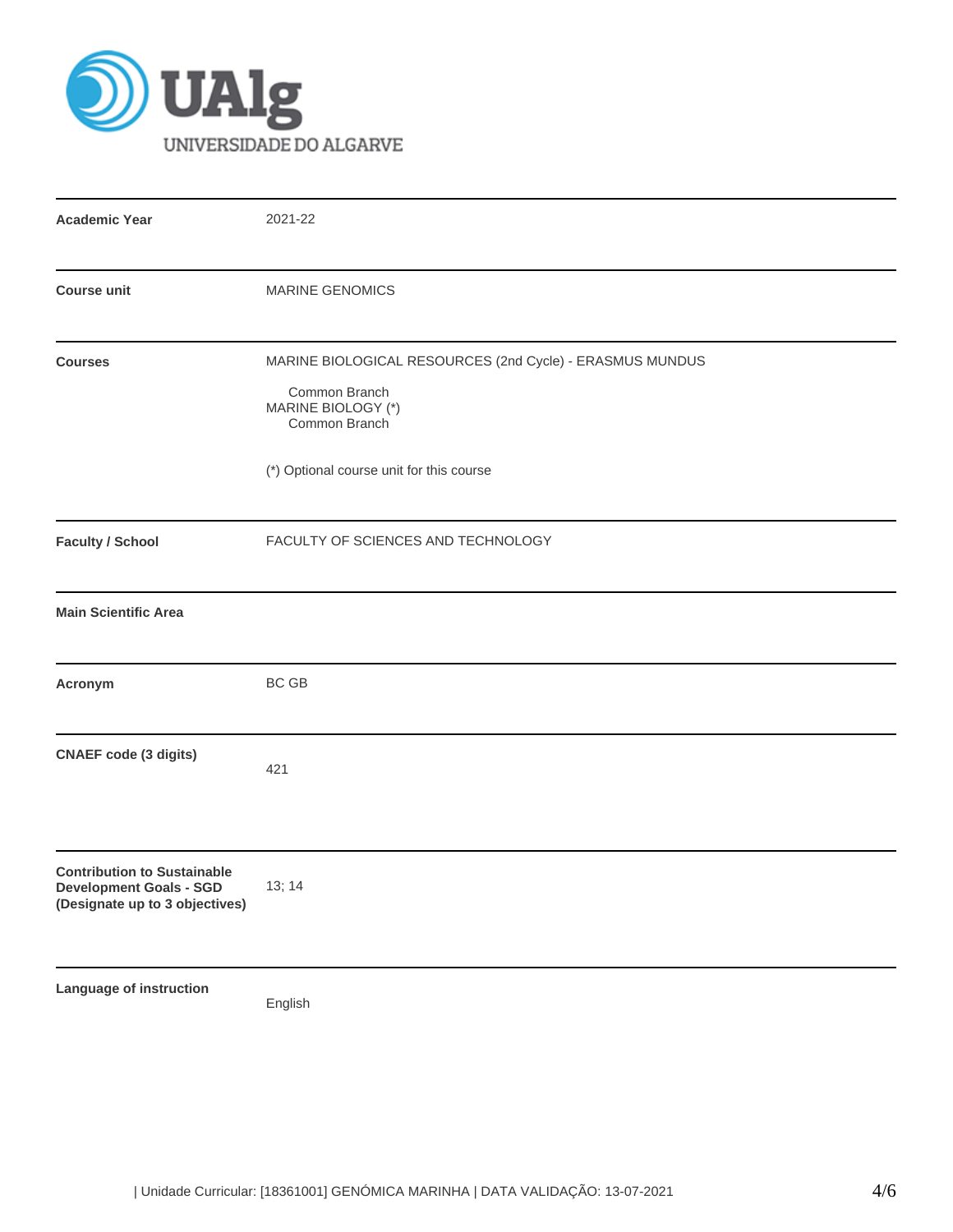| | |
|---|---|
| **Academic Year** | 2021-22 |
| **Course unit** | MARINE GENOMICS |
| **Courses** | MARINE BIOLOGICAL RESOURCES (2nd Cycle) - ERASMUS MUNDUS<br>Common Branch<br>MARINE BIOLOGY (*)<br>Common Branch<br><br>(*) Optional course unit for this course |
| **Faculty / School** | FACULTY OF SCIENCES AND TECHNOLOGY |
| **Main Scientific Area** | |
| **Acronym** | BC GB |
| **CNAEF code (3 digits)** | 421 |
| **Contribution to Sustainable Development Goals - SGD (Designate up to 3 objectives)** | 13; 14 |
| **Language of instruction** | English |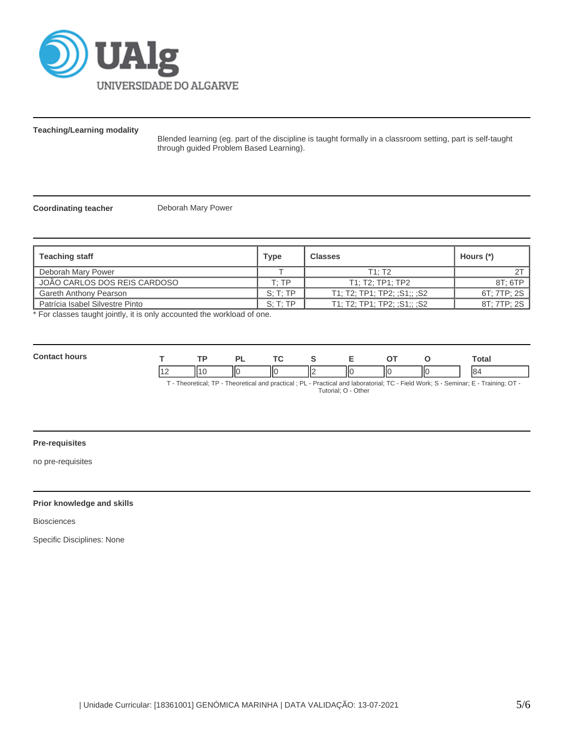**Teaching/Learning modality**

Blended learning (eg. part of the discipline is taught formally in a classroom setting, part is self-taught through guided Problem Based Learning).

**Coordinating teacher**

Deborah Mary Power

| Teaching staff | Type | Classes | Hours (*) |
|---|---|---|---|
| Deborah Mary Power | T | T1; T2 | 2T |
| JOÃO CARLOS DOS REIS CARDOSO | T; TP | T1; T2; TP1; TP2 | 8T; 6TP |
| Gareth Anthony Pearson | S; T; TP | T1; T2; TP1; TP2; ;S1;; ;S2 | 6T; 7TP; 2S |
| Patrícia Isabel Silvestre Pinto | S; T; TP | T1; T2; TP1; TP2; ;S1;; ;S2 | 8T; 7TP; 2S |

* For classes taught jointly, it is only accounted the workload of one.

**Contact hours**

| T | TP | PL | TC | S | E | OT | O | Total |
|---|---|---|---|---|---|---|---|---|
| 12 | 10 | 0 | 0 | 2 | 0 | 0 | 0 | 84 |

T - Theoretical; TP - Theoretical and practical ; PL - Practical and laboratorial; TC - Field Work; S - Seminar; E - Training; OT - Tutorial; O - Other

**Pre-requisites**

no pre-requisites

**Prior knowledge and skills**

Biosciences

Specific Disciplines: None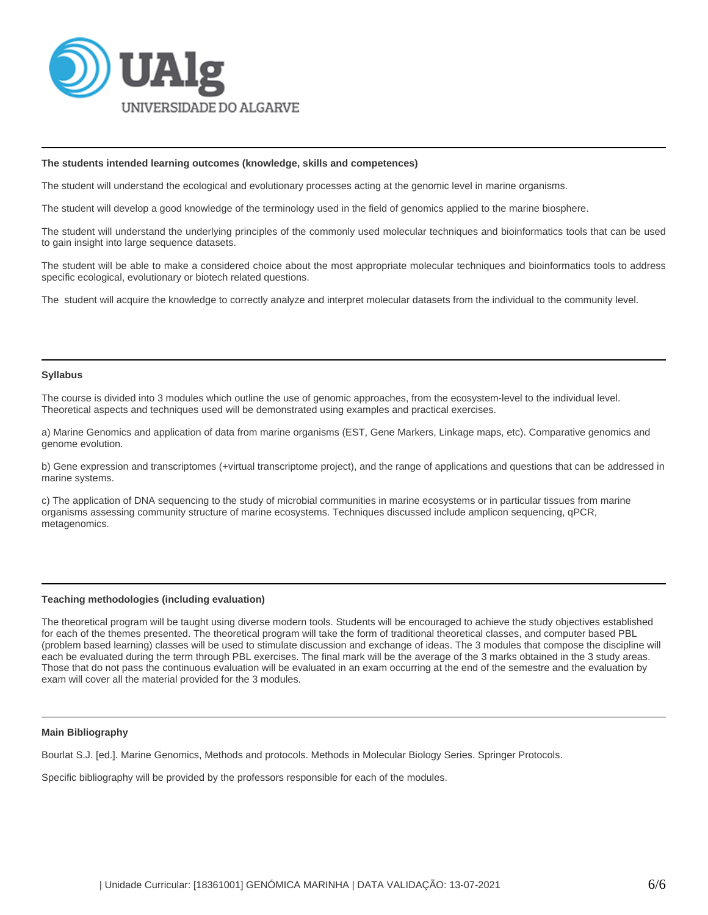## The students intended learning outcomes (knowledge, skills and competences)

The student will understand the ecological and evolutionary processes acting at the genomic level in marine organisms.

The student will develop a good knowledge of the terminology used in the field of genomics applied to the marine biosphere.

The student will understand the underlying principles of the commonly used molecular techniques and bioinformatics tools that can be used to gain insight into large sequence datasets.

The student will be able to make a considered choice about the most appropriate molecular techniques and bioinformatics tools to address specific ecological, evolutionary or biotech related questions.

The student will acquire the knowledge to correctly analyze and interpret molecular datasets from the individual to the community level.

## Syllabus

The course is divided into 3 modules which outline the use of genomic approaches, from the ecosystem-level to the individual level. Theoretical aspects and techniques used will be demonstrated using examples and practical exercises.

a) Marine Genomics and application of data from marine organisms (EST, Gene Markers, Linkage maps, etc). Comparative genomics and genome evolution.

b) Gene expression and transcriptomes (+virtual transcriptome project), and the range of applications and questions that can be addressed in marine systems.

c) The application of DNA sequencing to the study of microbial communities in marine ecosystems or in particular tissues from marine organisms assessing community structure of marine ecosystems. Techniques discussed include amplicon sequencing, qPCR, metagenomics.

## Teaching methodologies (including evaluation)

The theoretical program will be taught using diverse modern tools. Students will be encouraged to achieve the study objectives established for each of the themes presented. The theoretical program will take the form of traditional theoretical classes, and computer based PBL (problem based learning) classes will be used to stimulate discussion and exchange of ideas. The 3 modules that compose the discipline will each be evaluated during the term through PBL exercises. The final mark will be the average of the 3 marks obtained in the 3 study areas. Those that do not pass the continuous evaluation will be evaluated in an exam occurring at the end of the semestre and the evaluation by exam will cover all the material provided for the 3 modules.

## Main Bibliography

Bourlat S.J. [ed.]. Marine Genomics, Methods and protocols. Methods in Molecular Biology Series. Springer Protocols.

Specific bibliography will be provided by the professors responsible for each of the modules.